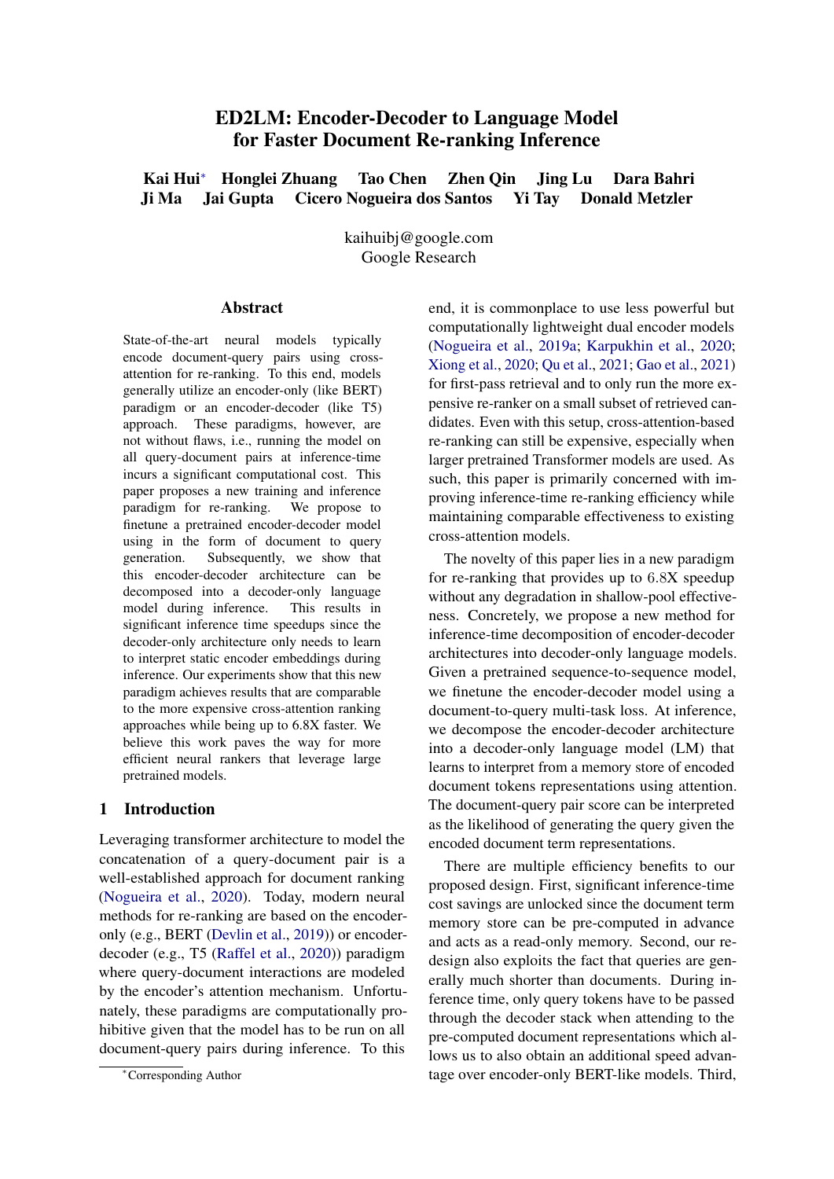# ED2LM: Encoder-Decoder to Language Model for Faster Document Re-ranking Inference

**Kai Hui*** **Honglei Zhuang** **Tao Chen** **Zhen Qin** **Jing Lu** **Dara Bahri**
**Ji Ma** **Jai Gupta** **Cicero Nogueira dos Santos** **Yi Tay** **Donald Metzler**

kaihuibj@google.com
Google Research

## Abstract

State-of-the-art neural models typically encode document-query pairs using cross-attention for re-ranking. To this end, models generally utilize an encoder-only (like BERT) paradigm or an encoder-decoder (like T5) approach. These paradigms, however, are not without flaws, i.e., running the model on all query-document pairs at inference-time incurs a significant computational cost. This paper proposes a new training and inference paradigm for re-ranking. We propose to finetune a pretrained encoder-decoder model using in the form of document to query generation. Subsequently, we show that this encoder-decoder architecture can be decomposed into a decoder-only language model during inference. This results in significant inference time speedups since the decoder-only architecture only needs to learn to interpret static encoder embeddings during inference. Our experiments show that this new paradigm achieves results that are comparable to the more expensive cross-attention ranking approaches while being up to 6.8X faster. We believe this work paves the way for more efficient neural rankers that leverage large pretrained models.

## 1 Introduction

Leveraging transformer architecture to model the concatenation of a query-document pair is a well-established approach for document ranking (Nogueira et al., 2020). Today, modern neural methods for re-ranking are based on the encoder-only (e.g., BERT (Devlin et al., 2019)) or encoder-decoder (e.g., T5 (Raffel et al., 2020)) paradigm where query-document interactions are modeled by the encoder's attention mechanism. Unfortunately, these paradigms are computationally prohibitive given that the model has to be run on all document-query pairs during inference. To this end, it is commonplace to use less powerful but computationally lightweight dual encoder models (Nogueira et al., 2019a; Karpukhin et al., 2020; Xiong et al., 2020; Qu et al., 2021; Gao et al., 2021) for first-pass retrieval and to only run the more expensive re-ranker on a small subset of retrieved candidates. Even with this setup, cross-attention-based re-ranking can still be expensive, especially when larger pretrained Transformer models are used. As such, this paper is primarily concerned with improving inference-time re-ranking efficiency while maintaining comparable effectiveness to existing cross-attention models.

The novelty of this paper lies in a new paradigm for re-ranking that provides up to 6.8X speedup without any degradation in shallow-pool effectiveness. Concretely, we propose a new method for inference-time decomposition of encoder-decoder architectures into decoder-only language models. Given a pretrained sequence-to-sequence model, we finetune the encoder-decoder model using a document-to-query multi-task loss. At inference, we decompose the encoder-decoder architecture into a decoder-only language model (LM) that learns to interpret from a memory store of encoded document tokens representations using attention. The document-query pair score can be interpreted as the likelihood of generating the query given the encoded document term representations.

There are multiple efficiency benefits to our proposed design. First, significant inference-time cost savings are unlocked since the document term memory store can be pre-computed in advance and acts as a read-only memory. Second, our redesign also exploits the fact that queries are generally much shorter than documents. During inference time, only query tokens have to be passed through the decoder stack when attending to the pre-computed document representations which allows us to also obtain an additional speed advantage over encoder-only BERT-like models. Third,

*Corresponding Author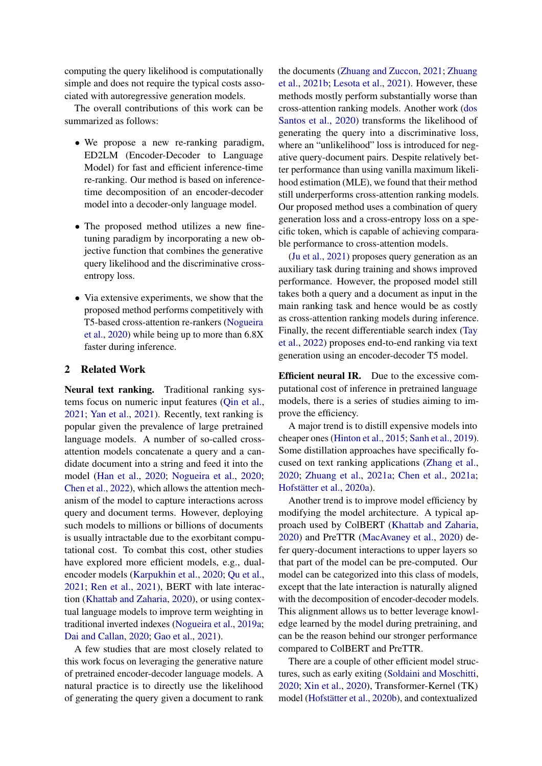computing the query likelihood is computationally simple and does not require the typical costs associated with autoregressive generation models.

The overall contributions of this work can be summarized as follows:

- We propose a new re-ranking paradigm, ED2LM (Encoder-Decoder to Language Model) for fast and efficient inference-time re-ranking. Our method is based on inference-time decomposition of an encoder-decoder model into a decoder-only language model.
- The proposed method utilizes a new fine-tuning paradigm by incorporating a new objective function that combines the generative query likelihood and the discriminative cross-entropy loss.
- Via extensive experiments, we show that the proposed method performs competitively with T5-based cross-attention re-rankers (Nogueira et al., 2020) while being up to more than 6.8X faster during inference.

## 2 Related Work

**Neural text ranking.** Traditional ranking systems focus on numeric input features (Qin et al., 2021; Yan et al., 2021). Recently, text ranking is popular given the prevalence of large pretrained language models. A number of so-called cross-attention models concatenate a query and a candidate document into a string and feed it into the model (Han et al., 2020; Nogueira et al., 2020; Chen et al., 2022), which allows the attention mechanism of the model to capture interactions across query and document terms. However, deploying such models to millions or billions of documents is usually intractable due to the exorbitant computational cost. To combat this cost, other studies have explored more efficient models, e.g., dual-encoder models (Karpukhin et al., 2020; Qu et al., 2021; Ren et al., 2021), BERT with late interaction (Khattab and Zaharia, 2020), or using contextual language models to improve term weighting in traditional inverted indexes (Nogueira et al., 2019a; Dai and Callan, 2020; Gao et al., 2021).

A few studies that are most closely related to this work focus on leveraging the generative nature of pretrained encoder-decoder language models. A natural practice is to directly use the likelihood of generating the query given a document to rank the documents (Zhuang and Zuccon, 2021; Zhuang et al., 2021b; Lesota et al., 2021). However, these methods mostly perform substantially worse than cross-attention ranking models. Another work (dos Santos et al., 2020) transforms the likelihood of generating the query into a discriminative loss, where an "unlikelihood" loss is introduced for negative query-document pairs. Despite relatively better performance than using vanilla maximum likelihood estimation (MLE), we found that their method still underperforms cross-attention ranking models. Our proposed method uses a combination of query generation loss and a cross-entropy loss on a specific token, which is capable of achieving comparable performance to cross-attention models.

(Ju et al., 2021) proposes query generation as an auxiliary task during training and shows improved performance. However, the proposed model still takes both a query and a document as input in the main ranking task and hence would be as costly as cross-attention ranking models during inference. Finally, the recent differentiable search index (Tay et al., 2022) proposes end-to-end ranking via text generation using an encoder-decoder T5 model.

**Efficient neural IR.** Due to the excessive computational cost of inference in pretrained language models, there is a series of studies aiming to improve the efficiency.

A major trend is to distill expensive models into cheaper ones (Hinton et al., 2015; Sanh et al., 2019). Some distillation approaches have specifically focused on text ranking applications (Zhang et al., 2020; Zhuang et al., 2021a; Chen et al., 2021a; Hofstätter et al., 2020a).

Another trend is to improve model efficiency by modifying the model architecture. A typical approach used by ColBERT (Khattab and Zaharia, 2020) and PreTTR (MacAvaney et al., 2020) defer query-document interactions to upper layers so that part of the model can be pre-computed. Our model can be categorized into this class of models, except that the late interaction is naturally aligned with the decomposition of encoder-decoder models. This alignment allows us to better leverage knowledge learned by the model during pretraining, and can be the reason behind our stronger performance compared to ColBERT and PreTTR.

There are a couple of other efficient model structures, such as early exiting (Soldaini and Moschitti, 2020; Xin et al., 2020), Transformer-Kernel (TK) model (Hofstätter et al., 2020b), and contextualized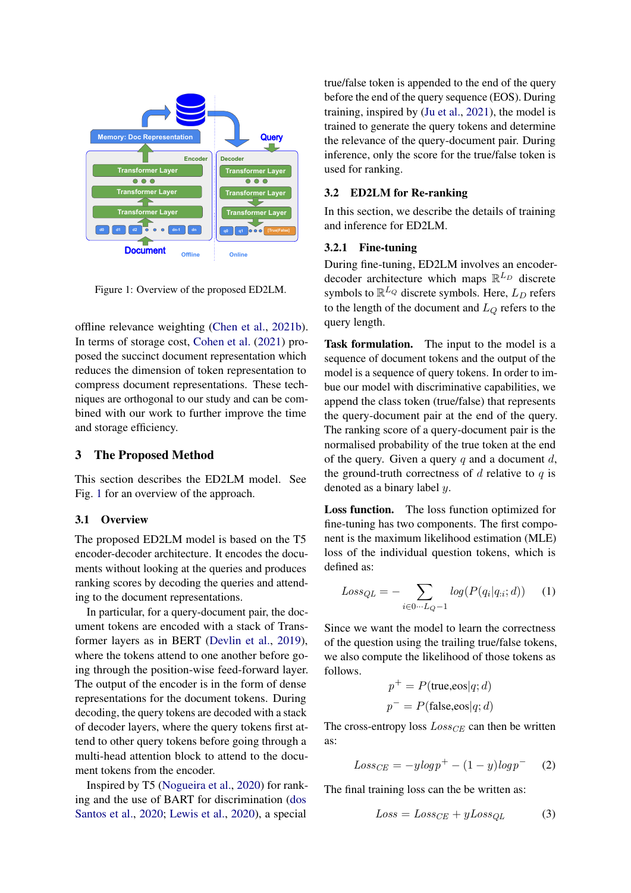Figure 1: Overview of the proposed ED2LM.

offline relevance weighting (Chen et al., 2021b). In terms of storage cost, Cohen et al. (2021) proposed the succinct document representation which reduces the dimension of token representation to compress document representations. These techniques are orthogonal to our study and can be combined with our work to further improve the time and storage efficiency.

## 3 The Proposed Method

This section describes the ED2LM model. See Fig. 1 for an overview of the approach.

### 3.1 Overview

The proposed ED2LM model is based on the T5 encoder-decoder architecture. It encodes the documents without looking at the queries and produces ranking scores by decoding the queries and attending to the document representations.

In particular, for a query-document pair, the document tokens are encoded with a stack of Transformer layers as in BERT (Devlin et al., 2019), where the tokens attend to one another before going through the position-wise feed-forward layer. The output of the encoder is in the form of dense representations for the document tokens. During decoding, the query tokens are decoded with a stack of decoder layers, where the query tokens first attend to other query tokens before going through a multi-head attention block to attend to the document tokens from the encoder.

Inspired by T5 (Nogueira et al., 2020) for ranking and the use of BART for discrimination (dos Santos et al., 2020; Lewis et al., 2020), a special true/false token is appended to the end of the query before the end of the query sequence (EOS). During training, inspired by (Ju et al., 2021), the model is trained to generate the query tokens and determine the relevance of the query-document pair. During inference, only the score for the true/false token is used for ranking.

### 3.2 ED2LM for Re-ranking

In this section, we describe the details of training and inference for ED2LM.

#### 3.2.1 Fine-tuning

During fine-tuning, ED2LM involves an encoder-decoder architecture which maps $\mathbb{R}^{L_D}$ discrete symbols to $\mathbb{R}^{L_Q}$ discrete symbols. Here, $L_D$ refers to the length of the document and $L_Q$ refers to the query length.

**Task formulation.** The input to the model is a sequence of document tokens and the output of the model is a sequence of query tokens. In order to imbue our model with discriminative capabilities, we append the class token (true/false) that represents the query-document pair at the end of the query. The ranking score of a query-document pair is the normalised probability of the true token at the end of the query. Given a query $q$ and a document $d$, the ground-truth correctness of $d$ relative to $q$ is denoted as a binary label $y$.

**Loss function.** The loss function optimized for fine-tuning has two components. The first component is the maximum likelihood estimation (MLE) loss of the individual question tokens, which is defined as:

$$Loss_{QL} = - \sum_{i \in 0 \cdots L_Q - 1} log(P(q_i | q_{:i}; d)) \quad (1)$$

Since we want the model to learn the correctness of the question using the trailing true/false tokens, we also compute the likelihood of those tokens as follows.

$$p^+ = P(\text{true,eos}|q; d)$$
$$p^- = P(\text{false,eos}|q; d)$$

The cross-entropy loss $Loss_{CE}$ can then be written as:

$$Loss_{CE} = -y log p^+ - (1 - y) log p^- \quad (2)$$

The final training loss can the be written as:

$$Loss = Loss_{CE} + y Loss_{QL} \quad (3)$$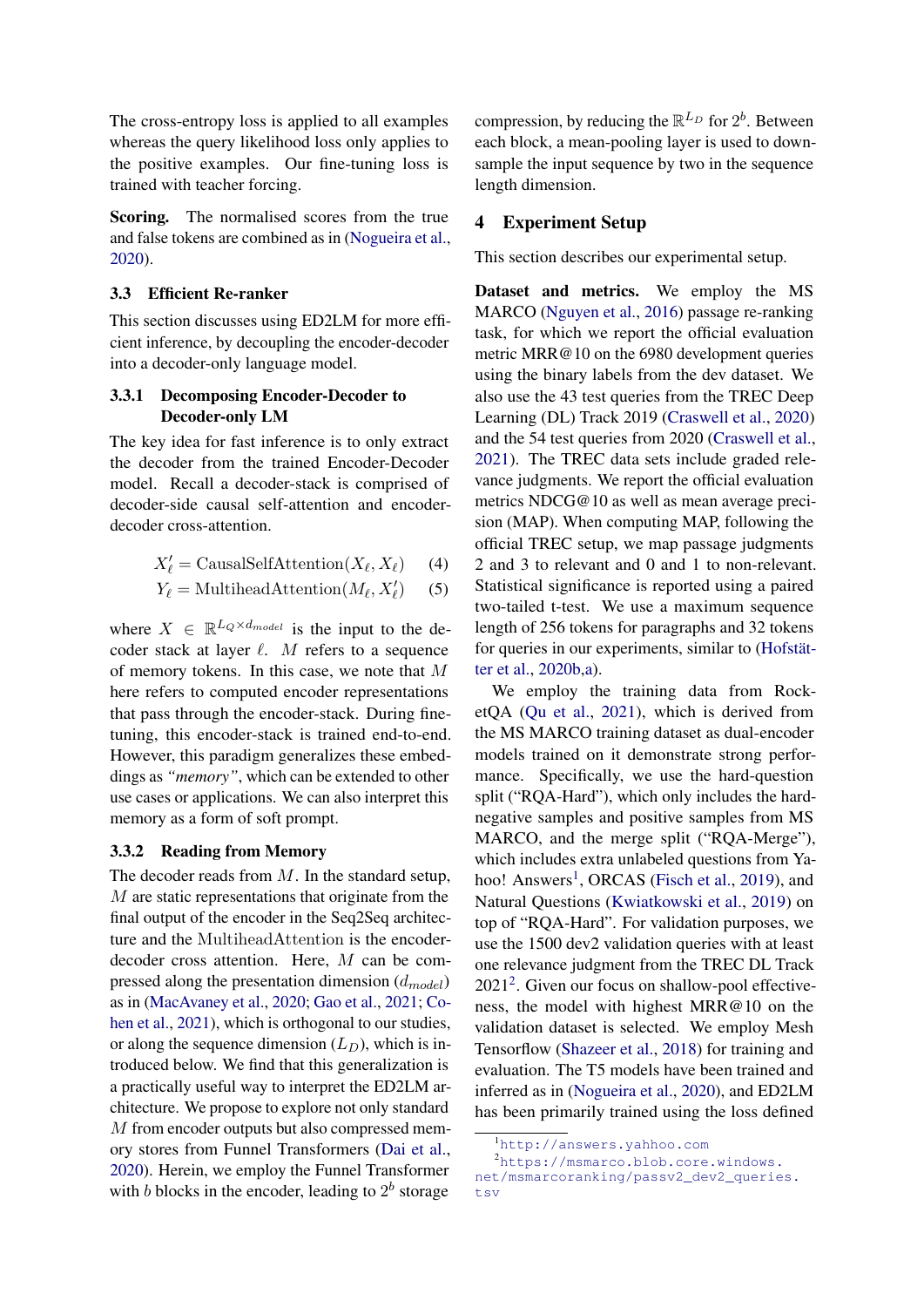The cross-entropy loss is applied to all examples whereas the query likelihood loss only applies to the positive examples. Our fine-tuning loss is trained with teacher forcing.

**Scoring.** The normalised scores from the true and false tokens are combined as in (Nogueira et al., 2020).

### 3.3 Efficient Re-ranker

This section discusses using ED2LM for more efficient inference, by decoupling the encoder-decoder into a decoder-only language model.

#### 3.3.1 Decomposing Encoder-Decoder to Decoder-only LM

The key idea for fast inference is to only extract the decoder from the trained Encoder-Decoder model. Recall a decoder-stack is comprised of decoder-side causal self-attention and encoder-decoder cross-attention.

$$X'_\ell = \text{CausalSelfAttention}(X_\ell, X_\ell) \quad (4)$$

$$Y_\ell = \text{MultiheadAttention}(M_\ell, X'_\ell) \quad (5)$$

where $X \in \mathbb{R}^{L_Q \times d_{model}}$ is the input to the decoder stack at layer $\ell$. $M$ refers to a sequence of memory tokens. In this case, we note that $M$ here refers to computed encoder representations that pass through the encoder-stack. During fine-tuning, this encoder-stack is trained end-to-end. However, this paradigm generalizes these embeddings as *"memory"*, which can be extended to other use cases or applications. We can also interpret this memory as a form of soft prompt.

#### 3.3.2 Reading from Memory

The decoder reads from $M$. In the standard setup, $M$ are static representations that originate from the final output of the encoder in the Seq2Seq architecture and the $\text{MultiheadAttention}$ is the encoder-decoder cross attention. Here, $M$ can be compressed along the presentation dimension ($d_{model}$) as in (MacAvaney et al., 2020; Gao et al., 2021; Cohen et al., 2021), which is orthogonal to our studies, or along the sequence dimension ($L_D$), which is introduced below. We find that this generalization is a practically useful way to interpret the ED2LM architecture. We propose to explore not only standard $M$ from encoder outputs but also compressed memory stores from Funnel Transformers (Dai et al., 2020). Herein, we employ the Funnel Transformer with $b$ blocks in the encoder, leading to $2^b$ storage compression, by reducing the $\mathbb{R}^{L_D}$ for $2^b$. Between each block, a mean-pooling layer is used to downsample the input sequence by two in the sequence length dimension.

## 4 Experiment Setup

This section describes our experimental setup.

**Dataset and metrics.** We employ the MS MARCO (Nguyen et al., 2016) passage re-ranking task, for which we report the official evaluation metric MRR@10 on the 6980 development queries using the binary labels from the dev dataset. We also use the 43 test queries from the TREC Deep Learning (DL) Track 2019 (Craswell et al., 2020) and the 54 test queries from 2020 (Craswell et al., 2021). The TREC data sets include graded relevance judgments. We report the official evaluation metrics NDCG@10 as well as mean average precision (MAP). When computing MAP, following the official TREC setup, we map passage judgments 2 and 3 to relevant and 0 and 1 to non-relevant. Statistical significance is reported using a paired two-tailed t-test. We use a maximum sequence length of 256 tokens for paragraphs and 32 tokens for queries in our experiments, similar to (Hofstätter et al., 2020b,a).

We employ the training data from RocketQA (Qu et al., 2021), which is derived from the MS MARCO training dataset as dual-encoder models trained on it demonstrate strong performance. Specifically, we use the hard-question split ("RQA-Hard"), which only includes the hard-negative samples and positive samples from MS MARCO, and the merge split ("RQA-Merge"), which includes extra unlabeled questions from Yahoo! Answers[1], ORCAS (Fisch et al., 2019), and Natural Questions (Kwiatkowski et al., 2019) on top of "RQA-Hard". For validation purposes, we use the 1500 dev2 validation queries with at least one relevance judgment from the TREC DL Track 2021[2]. Given our focus on shallow-pool effectiveness, the model with highest MRR@10 on the validation dataset is selected. We employ Mesh Tensorflow (Shazeer et al., 2018) for training and evaluation. The T5 models have been trained and inferred as in (Nogueira et al., 2020), and ED2LM has been primarily trained using the loss defined

[1] http://answers.yahoo.com

[2] https://msmarco.blob.core.windows.net/msmarcoranking/passv2_dev2_queries.tsv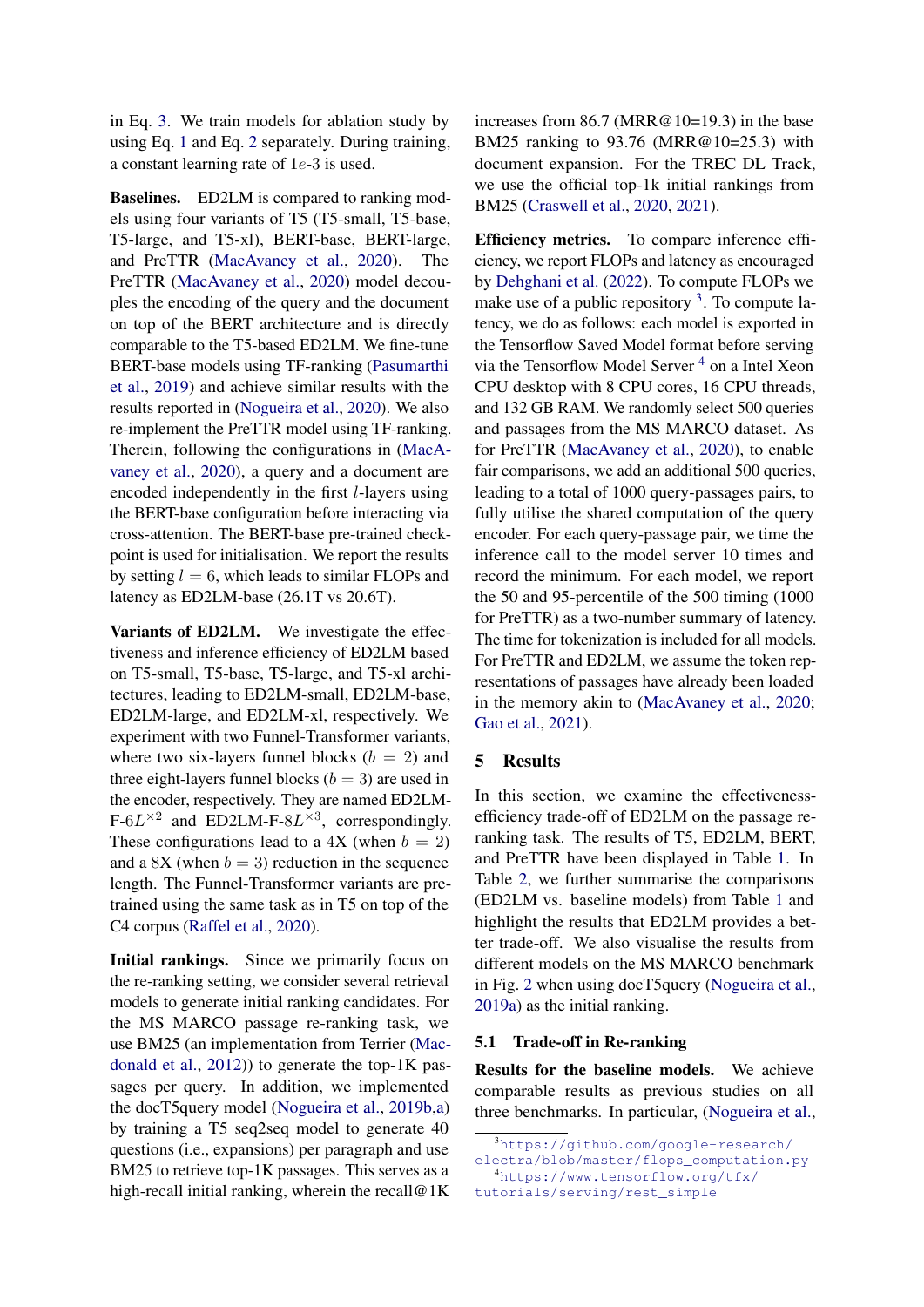in Eq. 3. We train models for ablation study by using Eq. 1 and Eq. 2 separately. During training, a constant learning rate of $1e$-3 is used.

**Baselines.** ED2LM is compared to ranking models using four variants of T5 (T5-small, T5-base, T5-large, and T5-xl), BERT-base, BERT-large, and PreTTR (MacAvaney et al., 2020). The PreTTR (MacAvaney et al., 2020) model decouples the encoding of the query and the document on top of the BERT architecture and is directly comparable to the T5-based ED2LM. We fine-tune BERT-base models using TF-ranking (Pasumarthi et al., 2019) and achieve similar results with the results reported in (Nogueira et al., 2020). We also re-implement the PreTTR model using TF-ranking. Therein, following the configurations in (MacAvaney et al., 2020), a query and a document are encoded independently in the first $l$-layers using the BERT-base configuration before interacting via cross-attention. The BERT-base pre-trained checkpoint is used for initialisation. We report the results by setting $l = 6$, which leads to similar FLOPs and latency as ED2LM-base (26.1T vs 20.6T).

**Variants of ED2LM.** We investigate the effectiveness and inference efficiency of ED2LM based on T5-small, T5-base, T5-large, and T5-xl architectures, leading to ED2LM-small, ED2LM-base, ED2LM-large, and ED2LM-xl, respectively. We experiment with two Funnel-Transformer variants, where two six-layers funnel blocks ($b = 2$) and three eight-layers funnel blocks ($b = 3$) are used in the encoder, respectively. They are named ED2LM-F-$6L^{\times 2}$ and ED2LM-F-$8L^{\times 3}$, correspondingly. These configurations lead to a 4X (when $b = 2$) and a 8X (when $b = 3$) reduction in the sequence length. The Funnel-Transformer variants are pre-trained using the same task as in T5 on top of the C4 corpus (Raffel et al., 2020).

**Initial rankings.** Since we primarily focus on the re-ranking setting, we consider several retrieval models to generate initial ranking candidates. For the MS MARCO passage re-ranking task, we use BM25 (an implementation from Terrier (Macdonald et al., 2012)) to generate the top-1K passages per query. In addition, we implemented the docT5query model (Nogueira et al., 2019b,a) by training a T5 seq2seq model to generate 40 questions (i.e., expansions) per paragraph and use BM25 to retrieve top-1K passages. This serves as a high-recall initial ranking, wherein the recall@1K increases from 86.7 (MRR@10=19.3) in the base BM25 ranking to 93.76 (MRR@10=25.3) with document expansion. For the TREC DL Track, we use the official top-1k initial rankings from BM25 (Craswell et al., 2020, 2021).

**Efficiency metrics.** To compare inference efficiency, we report FLOPs and latency as encouraged by Dehghani et al. (2022). To compute FLOPs we make use of a public repository [3]. To compute latency, we do as follows: each model is exported in the Tensorflow Saved Model format before serving via the Tensorflow Model Server [4] on a Intel Xeon CPU desktop with 8 CPU cores, 16 CPU threads, and 132 GB RAM. We randomly select 500 queries and passages from the MS MARCO dataset. As for PreTTR (MacAvaney et al., 2020), to enable fair comparisons, we add an additional 500 queries, leading to a total of 1000 query-passages pairs, to fully utilise the shared computation of the query encoder. For each query-passage pair, we time the inference call to the model server 10 times and record the minimum. For each model, we report the 50 and 95-percentile of the 500 timing (1000 for PreTTR) as a two-number summary of latency. The time for tokenization is included for all models. For PreTTR and ED2LM, we assume the token representations of passages have already been loaded in the memory akin to (MacAvaney et al., 2020; Gao et al., 2021).

## 5 Results

In this section, we examine the effectiveness-efficiency trade-off of ED2LM on the passage re-ranking task. The results of T5, ED2LM, BERT, and PreTTR have been displayed in Table 1. In Table 2, we further summarise the comparisons (ED2LM vs. baseline models) from Table 1 and highlight the results that ED2LM provides a better trade-off. We also visualise the results from different models on the MS MARCO benchmark in Fig. 2 when using docT5query (Nogueira et al., 2019a) as the initial ranking.

### 5.1 Trade-off in Re-ranking

**Results for the baseline models.** We achieve comparable results as previous studies on all three benchmarks. In particular, (Nogueira et al.,

[3] https://github.com/google-research/electra/blob/master/flops_computation.py

[4] https://www.tensorflow.org/tfx/tutorials/serving/rest_simple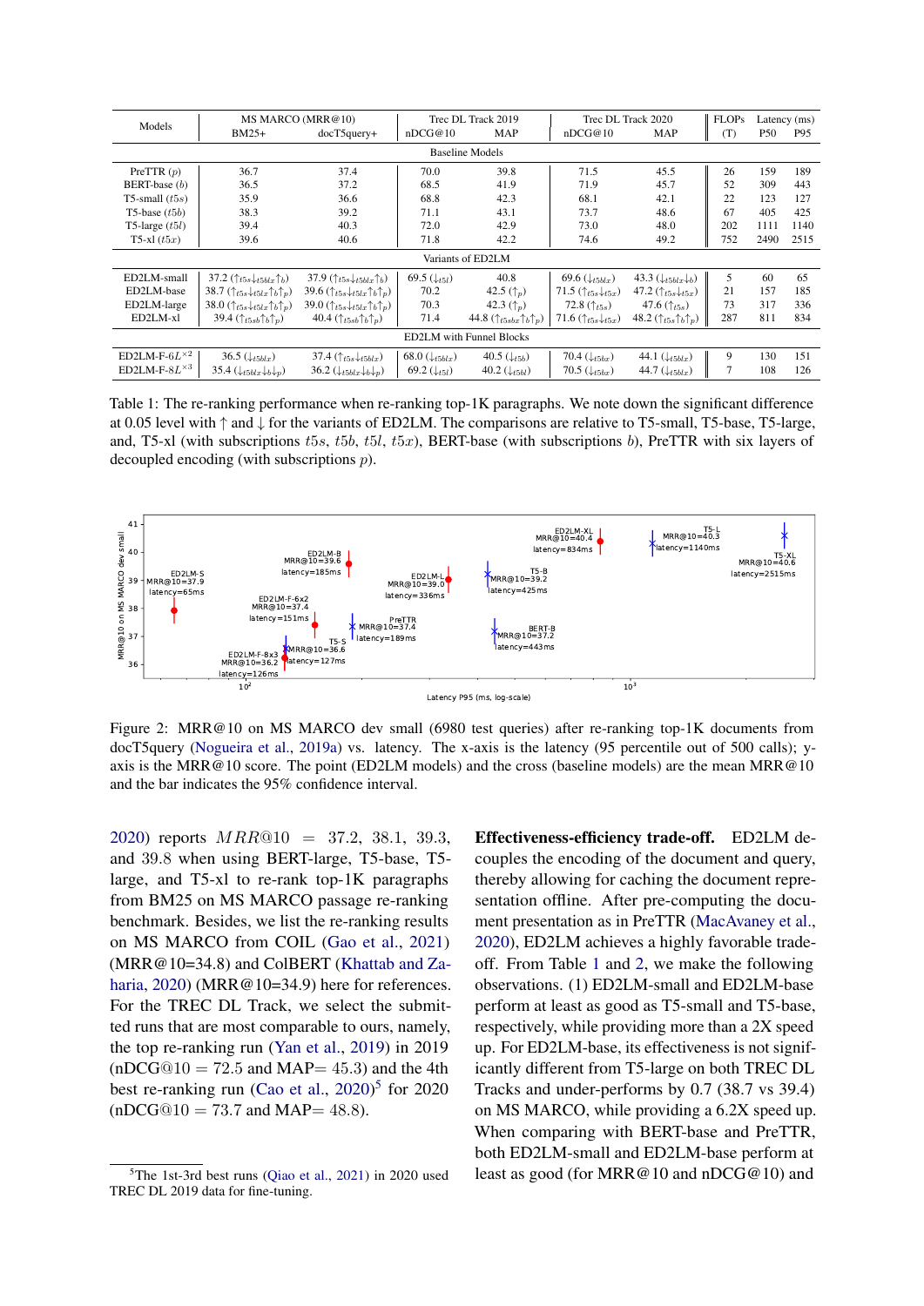| Models | MS MARCO (MRR@10) | | Trec DL Track 2019 | | Trec DL Track 2020 | | FLOPs | Latency (ms) | |
|---|---|---|---|---|---|---|---|---|---|
| | BM25+ | docT5query+ | nDCG@10 | MAP | nDCG@10 | MAP | (T) | P50 | P95 |
| **Baseline Models** | | | | | | | | | |
| PreTTR ($p$) | 36.7 | 37.4 | 70.0 | 39.8 | 71.5 | 45.5 | 26 | 159 | 189 |
| BERT-base ($b$) | 36.5 | 37.2 | 68.5 | 41.9 | 71.9 | 45.7 | 52 | 309 | 443 |
| T5-small ($t5s$) | 35.9 | 36.6 | 68.8 | 42.3 | 68.1 | 42.1 | 22 | 123 | 127 |
| T5-base ($t5b$) | 38.3 | 39.2 | 71.1 | 43.1 | 73.7 | 48.6 | 67 | 405 | 425 |
| T5-large ($t5l$) | 39.4 | 40.3 | 72.0 | 42.9 | 73.0 | 48.0 | 202 | 1111 | 1140 |
| T5-xl ($t5x$) | 39.6 | 40.6 | 71.8 | 42.2 | 74.6 | 49.2 | 752 | 2490 | 2515 |
| **Variants of ED2LM** | | | | | | | | | |
| ED2LM-small | 37.2 ($\uparrow_{t5s}\downarrow_{t5blx}\uparrow_{b}$) | 37.9 ($\uparrow_{t5s}\downarrow_{t5blx}\uparrow_{b}$) | 69.5 ($\downarrow_{t5l}$) | 40.8 | 69.6 ($\downarrow_{t5blx}$) | 43.3 ($\downarrow_{t5blx}\downarrow_{b}$) | 5 | 60 | 65 |
| ED2LM-base | 38.7 ($\uparrow_{t5s}\downarrow_{t5lx}\uparrow_{b}\uparrow_{p}$) | 39.6 ($\uparrow_{t5s}\downarrow_{t5lx}\uparrow_{b}\uparrow_{p}$) | 70.2 | 42.5 ($\uparrow_{p}$) | 71.5 ($\uparrow_{t5s}\downarrow_{t5x}$) | 47.2 ($\uparrow_{t5s}\downarrow_{t5x}$) | 21 | 157 | 185 |
| ED2LM-large | 38.0 ($\uparrow_{t5s}\downarrow_{t5lx}\uparrow_{b}\uparrow_{p}$) | 39.0 ($\uparrow_{t5s}\downarrow_{t5lx}\uparrow_{b}\uparrow_{p}$) | 70.3 | 42.3 ($\uparrow_{p}$) | 72.8 ($\uparrow_{t5s}$) | 47.6 ($\uparrow_{t5s}$) | 73 | 317 | 336 |
| ED2LM-xl | 39.4 ($\uparrow_{t5sb}\uparrow_{b}\uparrow_{p}$) | 40.4 ($\uparrow_{t5sb}\uparrow_{b}\uparrow_{p}$) | 71.4 | 44.8 ($\uparrow_{t5sbx}\uparrow_{b}\uparrow_{p}$) | 71.6 ($\uparrow_{t5s}\downarrow_{t5x}$) | 48.2 ($\uparrow_{t5s}\uparrow_{b}\uparrow_{p}$) | 287 | 811 | 834 |
| **ED2LM with Funnel Blocks** | | | | | | | | | |
| ED2LM-F-$6L^{\times2}$ | 36.5 ($\downarrow_{t5blx}$) | 37.4 ($\uparrow_{t5s}\downarrow_{t5blx}$) | 68.0 ($\downarrow_{t5blx}$) | 40.5 ($\downarrow_{t5b}$) | 70.4 ($\downarrow_{t5bx}$) | 44.1 ($\downarrow_{t5blx}$) | 9 | 130 | 151 |
| ED2LM-F-$8L^{\times3}$ | 35.4 ($\downarrow_{t5blx}\downarrow_{b}\downarrow_{p}$) | 36.2 ($\downarrow_{t5blx}\downarrow_{b}\downarrow_{p}$) | 69.2 ($\downarrow_{t5l}$) | 40.2 ($\downarrow_{t5bl}$) | 70.5 ($\downarrow_{t5bx}$) | 44.7 ($\downarrow_{t5blx}$) | 7 | 108 | 126 |

Table 1: The re-ranking performance when re-ranking top-1K paragraphs. We note down the significant difference at 0.05 level with ↑ and ↓ for the variants of ED2LM. The comparisons are relative to T5-small, T5-base, T5-large, and, T5-xl (with subscriptions $t5s$, $t5b$, $t5l$, $t5x$), BERT-base (with subscriptions $b$), PreTTR with six layers of decoupled encoding (with subscriptions $p$).

Figure 2: MRR@10 on MS MARCO dev small (6980 test queries) after re-ranking top-1K documents from docT5query (Nogueira et al., 2019a) vs. latency. The x-axis is the latency (95 percentile out of 500 calls); y-axis is the MRR@10 score. The point (ED2LM models) and the cross (baseline models) are the mean MRR@10 and the bar indicates the 95% confidence interval.

2020) reports $MRR@10 = 37.2, 38.1, 39.3,$ and 39.8 when using BERT-large, T5-base, T5-large, and T5-xl to re-rank top-1K paragraphs from BM25 on MS MARCO passage re-ranking benchmark. Besides, we list the re-ranking results on MS MARCO from COIL (Gao et al., 2021) (MRR@10=34.8) and ColBERT (Khattab and Zaharia, 2020) (MRR@10=34.9) here for references. For the TREC DL Track, we select the submitted runs that are most comparable to ours, namely, the top re-ranking run (Yan et al., 2019) in 2019 (nDCG@10 = 72.5 and MAP= 45.3) and the 4th best re-ranking run (Cao et al., 2020)[5] for 2020 (nDCG@10 = 73.7 and MAP= 48.8).

**Effectiveness-efficiency trade-off.** ED2LM decouples the encoding of the document and query, thereby allowing for caching the document representation offline. After pre-computing the document presentation as in PreTTR (MacAvaney et al., 2020), ED2LM achieves a highly favorable trade-off. From Table 1 and 2, we make the following observations. (1) ED2LM-small and ED2LM-base perform at least as good as T5-small and T5-base, respectively, while providing more than a 2X speed up. For ED2LM-base, its effectiveness is not significantly different from T5-large on both TREC DL Tracks and under-performs by 0.7 (38.7 vs 39.4) on MS MARCO, while providing a 6.2X speed up. When comparing with BERT-base and PreTTR, both ED2LM-small and ED2LM-base perform at least as good (for MRR@10 and nDCG@10) and

[5]The 1st-3rd best runs (Qiao et al., 2021) in 2020 used TREC DL 2019 data for fine-tuning.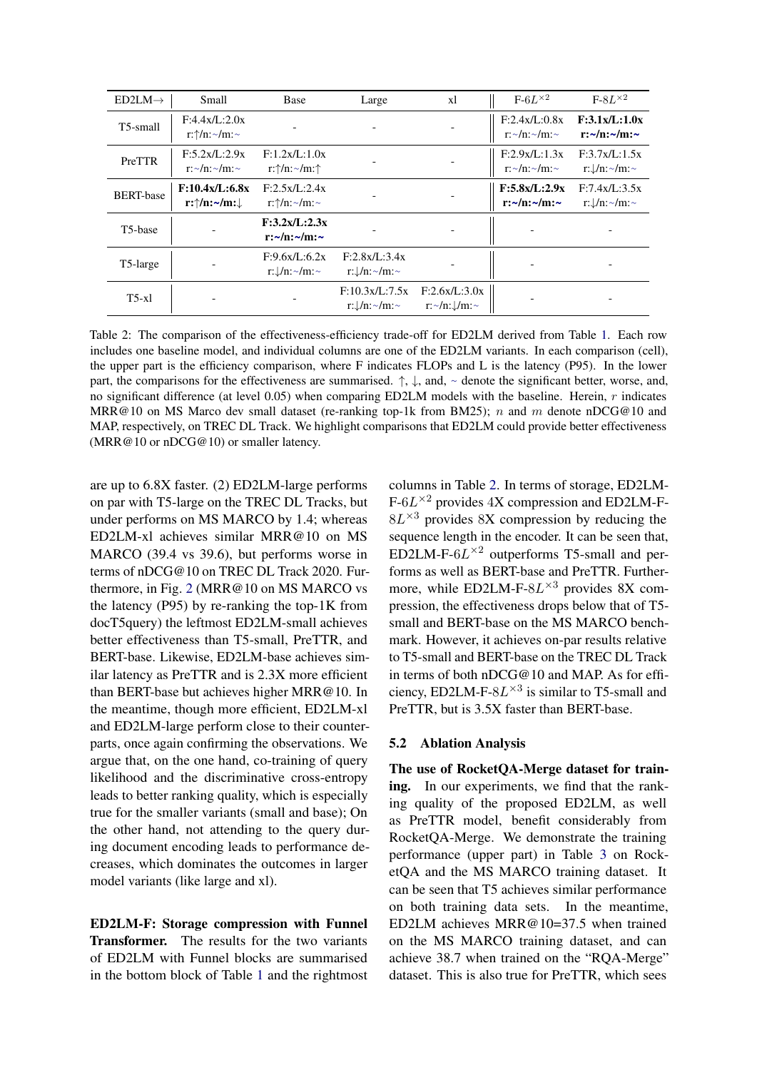| ED2LM→ | Small | Base | Large | xl | F-6$L^{\times 2}$ | F-8$L^{\times 2}$ |
|---|---|---|---|---|---|---|
| T5-small | F:4.4x/L:2.0x r:↑/n:~/m:~ | - | - | - | F:2.4x/L:0.8x r:~/n:~/m:~ | **F:3.1x/L:1.0x r:~/n:~/m:~** |
| PreTTR | F:5.2x/L:2.9x r:~/n:~/m:~ | F:1.2x/L:1.0x r:↑/n:~/m:↑ | - | - | F:2.9x/L:1.3x r:~/n:~/m:~ | F:3.7x/L:1.5x r:↓/n:~/m:~ |
| BERT-base | **F:10.4x/L:6.8x r:↑/n:~/m:↓** | F:2.5x/L:2.4x r:↑/n:~/m:~ | - | - | **F:5.8x/L:2.9x r:~/n:~/m:~** | F:7.4x/L:3.5x r:↓/n:~/m:~ |
| T5-base | - | **F:3.2x/L:2.3x r:~/n:~/m:~** | - | - | - | - |
| T5-large | - | F:9.6x/L:6.2x r:↓/n:~/m:~ | F:2.8x/L:3.4x r:↓/n:~/m:~ | - | - | - |
| T5-xl | - | - | F:10.3x/L:7.5x r:↓/n:~/m:~ | F:2.6x/L:3.0x r:~/n:↓/m:~ | - | - |

Table 2: The comparison of the effectiveness-efficiency trade-off for ED2LM derived from Table 1. Each row includes one baseline model, and individual columns are one of the ED2LM variants. In each comparison (cell), the upper part is the efficiency comparison, where F indicates FLOPs and L is the latency (P95). In the lower part, the comparisons for the effectiveness are summarised. ↑, ↓, and, ~ denote the significant better, worse, and, no significant difference (at level 0.05) when comparing ED2LM models with the baseline. Herein, $r$ indicates MRR@10 on MS Marco dev small dataset (re-ranking top-1k from BM25); $n$ and $m$ denote nDCG@10 and MAP, respectively, on TREC DL Track. We highlight comparisons that ED2LM could provide better effectiveness (MRR@10 or nDCG@10) or smaller latency.

are up to 6.8X faster. (2) ED2LM-large performs on par with T5-large on the TREC DL Tracks, but under performs on MS MARCO by 1.4; whereas ED2LM-xl achieves similar MRR@10 on MS MARCO (39.4 vs 39.6), but performs worse in terms of nDCG@10 on TREC DL Track 2020. Furthermore, in Fig. 2 (MRR@10 on MS MARCO vs the latency (P95) by re-ranking the top-1K from docT5query) the leftmost ED2LM-small achieves better effectiveness than T5-small, PreTTR, and BERT-base. Likewise, ED2LM-base achieves similar latency as PreTTR and is 2.3X more efficient than BERT-base but achieves higher MRR@10. In the meantime, though more efficient, ED2LM-xl and ED2LM-large perform close to their counterparts, once again confirming the observations. We argue that, on the one hand, co-training of query likelihood and the discriminative cross-entropy leads to better ranking quality, which is especially true for the smaller variants (small and base); On the other hand, not attending to the query during document encoding leads to performance decreases, which dominates the outcomes in larger model variants (like large and xl).

**ED2LM-F: Storage compression with Funnel Transformer.** The results for the two variants of ED2LM with Funnel blocks are summarised in the bottom block of Table 1 and the rightmost columns in Table 2. In terms of storage, ED2LM-F-6$L^{\times 2}$ provides 4X compression and ED2LM-F-8$L^{\times 3}$ provides 8X compression by reducing the sequence length in the encoder. It can be seen that, ED2LM-F-6$L^{\times 2}$ outperforms T5-small and performs as well as BERT-base and PreTTR. Furthermore, while ED2LM-F-8$L^{\times 3}$ provides 8X compression, the effectiveness drops below that of T5-small and BERT-base on the MS MARCO benchmark. However, it achieves on-par results relative to T5-small and BERT-base on the TREC DL Track in terms of both nDCG@10 and MAP. As for efficiency, ED2LM-F-8$L^{\times 3}$ is similar to T5-small and PreTTR, but is 3.5X faster than BERT-base.

### 5.2 Ablation Analysis

**The use of RocketQA-Merge dataset for training.** In our experiments, we find that the ranking quality of the proposed ED2LM, as well as PreTTR model, benefit considerably from RocketQA-Merge. We demonstrate the training performance (upper part) in Table 3 on RocketQA and the MS MARCO training dataset. It can be seen that T5 achieves similar performance on both training data sets. In the meantime, ED2LM achieves MRR@10=37.5 when trained on the MS MARCO training dataset, and can achieve 38.7 when trained on the "RQA-Merge" dataset. This is also true for PreTTR, which sees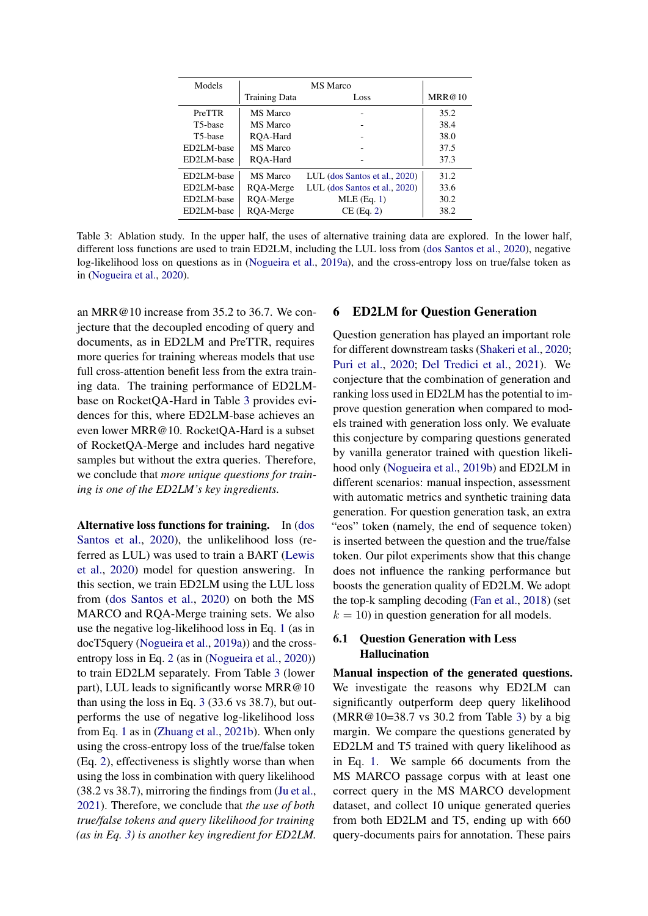| Models | MS Marco | | MRR@10 |
|---|---|---|---|
| | Training Data | Loss | |
| PreTTR | MS Marco | - | 35.2 |
| T5-base | MS Marco | - | 38.4 |
| T5-base | RQA-Hard | - | 38.0 |
| ED2LM-base | MS Marco | - | 37.5 |
| ED2LM-base | RQA-Hard | - | 37.3 |
| ED2LM-base | MS Marco | LUL (dos Santos et al., 2020) | 31.2 |
| ED2LM-base | RQA-Merge | LUL (dos Santos et al., 2020) | 33.6 |
| ED2LM-base | RQA-Merge | MLE (Eq. 1) | 30.2 |
| ED2LM-base | RQA-Merge | CE (Eq. 2) | 38.2 |

Table 3: Ablation study. In the upper half, the uses of alternative training data are explored. In the lower half, different loss functions are used to train ED2LM, including the LUL loss from (dos Santos et al., 2020), negative log-likelihood loss on questions as in (Nogueira et al., 2019a), and the cross-entropy loss on true/false token as in (Nogueira et al., 2020).

an MRR@10 increase from 35.2 to 36.7. We conjecture that the decoupled encoding of query and documents, as in ED2LM and PreTTR, requires more queries for training whereas models that use full cross-attention benefit less from the extra training data. The training performance of ED2LM-base on RocketQA-Hard in Table 3 provides evidences for this, where ED2LM-base achieves an even lower MRR@10. RocketQA-Hard is a subset of RocketQA-Merge and includes hard negative samples but without the extra queries. Therefore, we conclude that *more unique questions for training is one of the ED2LM's key ingredients.*

**Alternative loss functions for training.** In (dos Santos et al., 2020), the unlikelihood loss (referred as LUL) was used to train a BART (Lewis et al., 2020) model for question answering. In this section, we train ED2LM using the LUL loss from (dos Santos et al., 2020) on both the MS MARCO and RQA-Merge training sets. We also use the negative log-likelihood loss in Eq. 1 (as in docT5query (Nogueira et al., 2019a)) and the cross-entropy loss in Eq. 2 (as in (Nogueira et al., 2020)) to train ED2LM separately. From Table 3 (lower part), LUL leads to significantly worse MRR@10 than using the loss in Eq. 3 (33.6 vs 38.7), but outperforms the use of negative log-likelihood loss from Eq. 1 as in (Zhuang et al., 2021b). When only using the cross-entropy loss of the true/false token (Eq. 2), effectiveness is slightly worse than when using the loss in combination with query likelihood (38.2 vs 38.7), mirroring the findings from (Ju et al., 2021). Therefore, we conclude that *the use of both true/false tokens and query likelihood for training (as in Eq. 3) is another key ingredient for ED2LM.*

## 6 ED2LM for Question Generation

Question generation has played an important role for different downstream tasks (Shakeri et al., 2020; Puri et al., 2020; Del Tredici et al., 2021). We conjecture that the combination of generation and ranking loss used in ED2LM has the potential to improve question generation when compared to models trained with generation loss only. We evaluate this conjecture by comparing questions generated by vanilla generator trained with question likelihood only (Nogueira et al., 2019b) and ED2LM in different scenarios: manual inspection, assessment with automatic metrics and synthetic training data generation. For question generation task, an extra "eos" token (namely, the end of sequence token) is inserted between the question and the true/false token. Our pilot experiments show that this change does not influence the ranking performance but boosts the generation quality of ED2LM. We adopt the top-k sampling decoding (Fan et al., 2018) (set $k = 10$) in question generation for all models.

### 6.1 Question Generation with Less Hallucination

**Manual inspection of the generated questions.** We investigate the reasons why ED2LM can significantly outperform deep query likelihood (MRR@10=38.7 vs 30.2 from Table 3) by a big margin. We compare the questions generated by ED2LM and T5 trained with query likelihood as in Eq. 1. We sample 66 documents from the MS MARCO passage corpus with at least one correct query in the MS MARCO development dataset, and collect 10 unique generated queries from both ED2LM and T5, ending up with 660 query-documents pairs for annotation. These pairs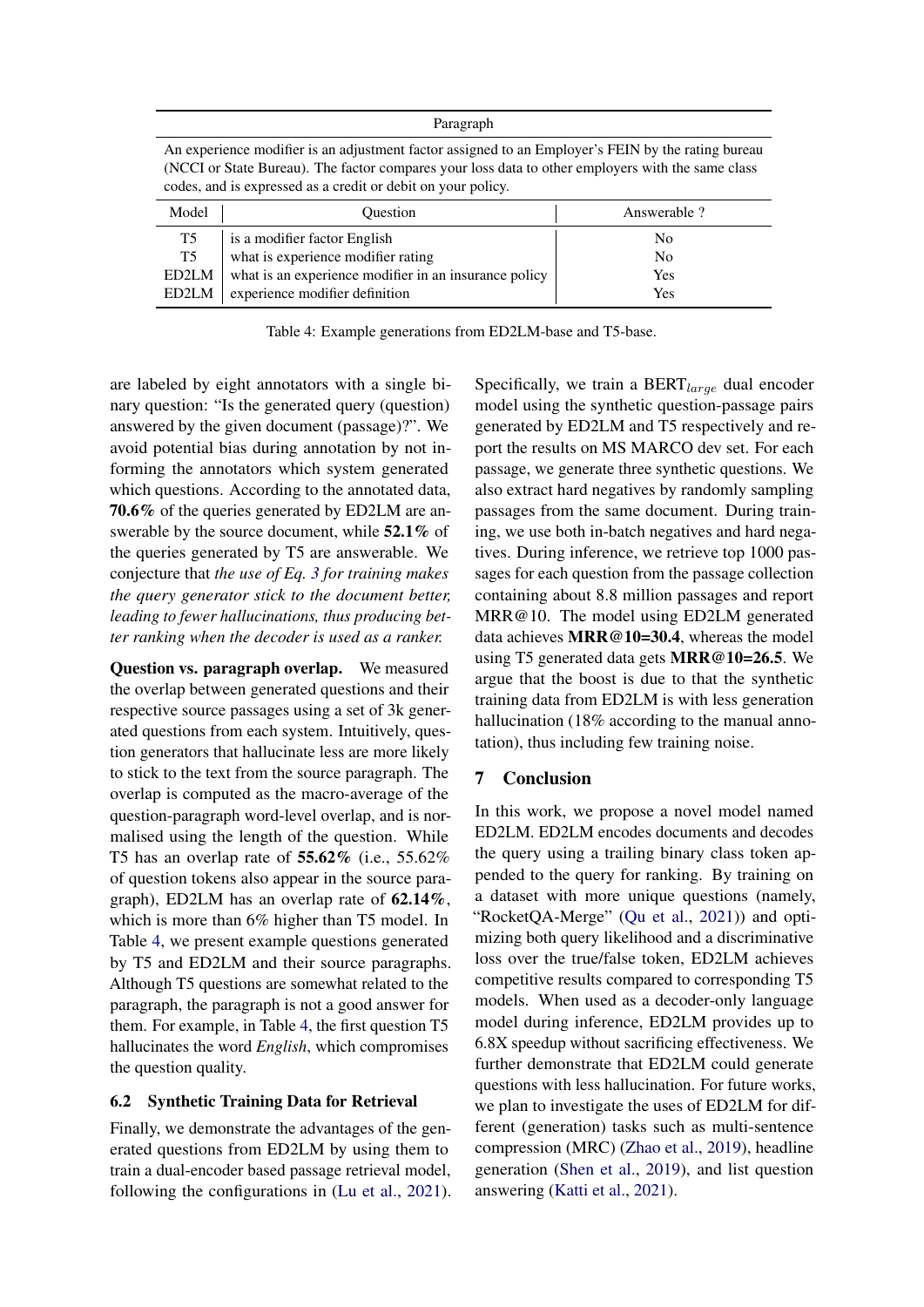| Paragraph | | |
|---|---|---|
| An experience modifier is an adjustment factor assigned to an Employer's FEIN by the rating bureau (NCCI or State Bureau). The factor compares your loss data to other employers with the same class codes, and is expressed as a credit or debit on your policy. | | |
| **Model** | **Question** | **Answerable ?** |
| T5 | is a modifier factor English | No |
| T5 | what is experience modifier rating | No |
| ED2LM | what is an experience modifier in an insurance policy | Yes |
| ED2LM | experience modifier definition | Yes |

Table 4: Example generations from ED2LM-base and T5-base.

are labeled by eight annotators with a single binary question: "Is the generated query (question) answered by the given document (passage)?". We avoid potential bias during annotation by not informing the annotators which system generated which questions. According to the annotated data, **70.6%** of the queries generated by ED2LM are answerable by the source document, while **52.1%** of the queries generated by T5 are answerable. We conjecture that *the use of Eq. 3 for training makes the query generator stick to the document better, leading to fewer hallucinations, thus producing better ranking when the decoder is used as a ranker.*

**Question vs. paragraph overlap.** We measured the overlap between generated questions and their respective source passages using a set of 3k generated questions from each system. Intuitively, question generators that hallucinate less are more likely to stick to the text from the source paragraph. The overlap is computed as the macro-average of the question-paragraph word-level overlap, and is normalised using the length of the question. While T5 has an overlap rate of **55.62%** (i.e., 55.62% of question tokens also appear in the source paragraph), ED2LM has an overlap rate of **62.14%**, which is more than 6% higher than T5 model. In Table 4, we present example questions generated by T5 and ED2LM and their source paragraphs. Although T5 questions are somewhat related to the paragraph, the paragraph is not a good answer for them. For example, in Table 4, the first question T5 hallucinates the word *English*, which compromises the question quality.

## 6.2 Synthetic Training Data for Retrieval

Finally, we demonstrate the advantages of the generated questions from ED2LM by using them to train a dual-encoder based passage retrieval model, following the configurations in (Lu et al., 2021). Specifically, we train a BERT$_{large}$ dual encoder model using the synthetic question-passage pairs generated by ED2LM and T5 respectively and report the results on MS MARCO dev set. For each passage, we generate three synthetic questions. We also extract hard negatives by randomly sampling passages from the same document. During training, we use both in-batch negatives and hard negatives. During inference, we retrieve top 1000 passages for each question from the passage collection containing about 8.8 million passages and report MRR@10. The model using ED2LM generated data achieves **MRR@10=30.4**, whereas the model using T5 generated data gets **MRR@10=26.5**. We argue that the boost is due to that the synthetic training data from ED2LM is with less generation hallucination (18% according to the manual annotation), thus including few training noise.

## 7 Conclusion

In this work, we propose a novel model named ED2LM. ED2LM encodes documents and decodes the query using a trailing binary class token appended to the query for ranking. By training on a dataset with more unique questions (namely, "RocketQA-Merge" (Qu et al., 2021)) and optimizing both query likelihood and a discriminative loss over the true/false token, ED2LM achieves competitive results compared to corresponding T5 models. When used as a decoder-only language model during inference, ED2LM provides up to 6.8X speedup without sacrificing effectiveness. We further demonstrate that ED2LM could generate questions with less hallucination. For future works, we plan to investigate the uses of ED2LM for different (generation) tasks such as multi-sentence compression (MRC) (Zhao et al., 2019), headline generation (Shen et al., 2019), and list question answering (Katti et al., 2021).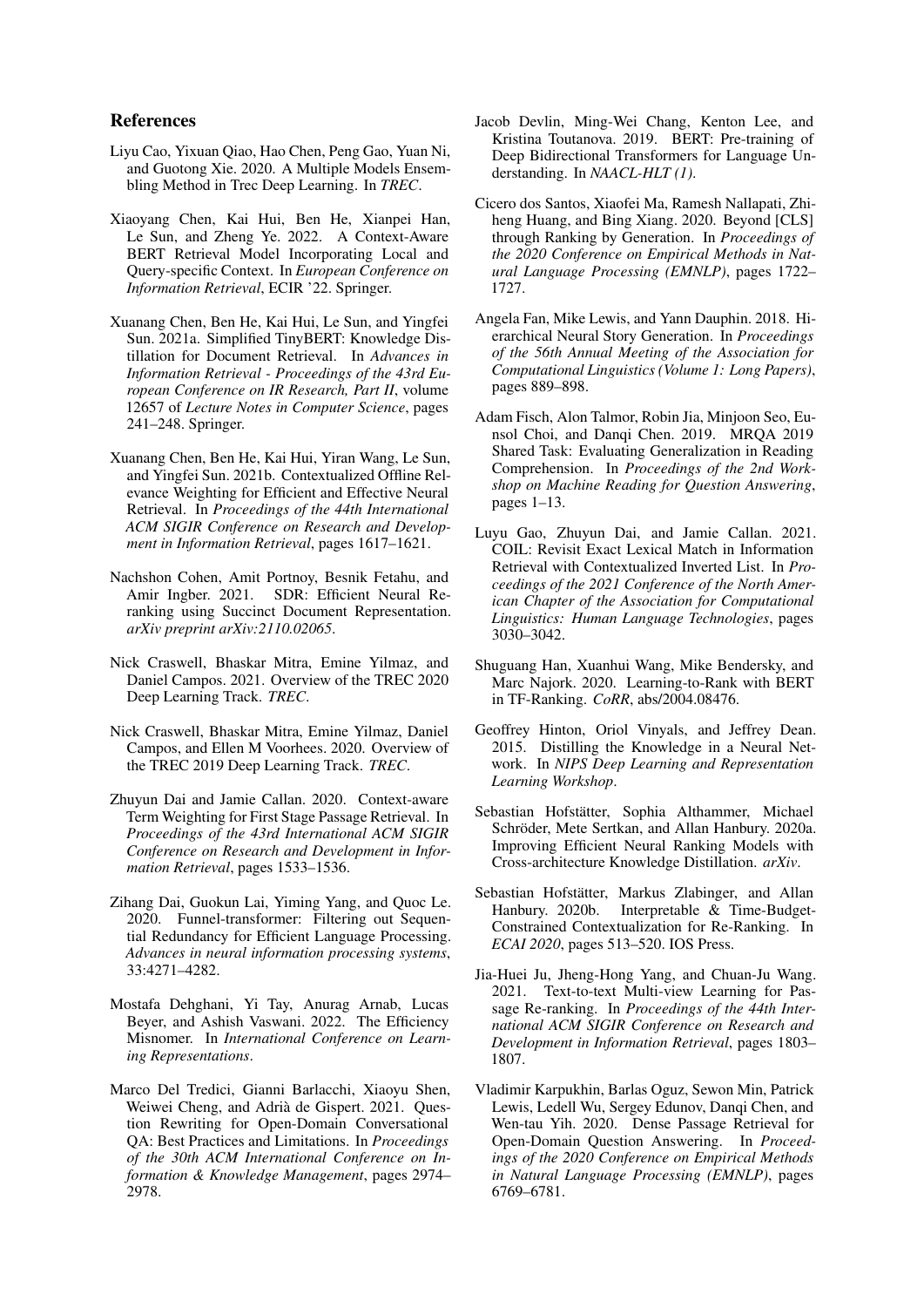## References

Liyu Cao, Yixuan Qiao, Hao Chen, Peng Gao, Yuan Ni, and Guotong Xie. 2020. A Multiple Models Ensembling Method in Trec Deep Learning. In *TREC*.

Xiaoyang Chen, Kai Hui, Ben He, Xianpei Han, Le Sun, and Zheng Ye. 2022. A Context-Aware BERT Retrieval Model Incorporating Local and Query-specific Context. In *European Conference on Information Retrieval*, ECIR '22. Springer.

Xuanang Chen, Ben He, Kai Hui, Le Sun, and Yingfei Sun. 2021a. Simplified TinyBERT: Knowledge Distillation for Document Retrieval. In *Advances in Information Retrieval - Proceedings of the 43rd European Conference on IR Research, Part II*, volume 12657 of *Lecture Notes in Computer Science*, pages 241–248. Springer.

Xuanang Chen, Ben He, Kai Hui, Yiran Wang, Le Sun, and Yingfei Sun. 2021b. Contextualized Offline Relevance Weighting for Efficient and Effective Neural Retrieval. In *Proceedings of the 44th International ACM SIGIR Conference on Research and Development in Information Retrieval*, pages 1617–1621.

Nachshon Cohen, Amit Portnoy, Besnik Fetahu, and Amir Ingber. 2021. SDR: Efficient Neural Reranking using Succinct Document Representation. *arXiv preprint arXiv:2110.02065*.

Nick Craswell, Bhaskar Mitra, Emine Yilmaz, and Daniel Campos. 2021. Overview of the TREC 2020 Deep Learning Track. *TREC*.

Nick Craswell, Bhaskar Mitra, Emine Yilmaz, Daniel Campos, and Ellen M Voorhees. 2020. Overview of the TREC 2019 Deep Learning Track. *TREC*.

Zhuyun Dai and Jamie Callan. 2020. Context-aware Term Weighting for First Stage Passage Retrieval. In *Proceedings of the 43rd International ACM SIGIR Conference on Research and Development in Information Retrieval*, pages 1533–1536.

Zihang Dai, Guokun Lai, Yiming Yang, and Quoc Le. 2020. Funnel-transformer: Filtering out Sequential Redundancy for Efficient Language Processing. *Advances in neural information processing systems*, 33:4271–4282.

Mostafa Dehghani, Yi Tay, Anurag Arnab, Lucas Beyer, and Ashish Vaswani. 2022. The Efficiency Misnomer. In *International Conference on Learning Representations*.

Marco Del Tredici, Gianni Barlacchi, Xiaoyu Shen, Weiwei Cheng, and Adrià de Gispert. 2021. Question Rewriting for Open-Domain Conversational QA: Best Practices and Limitations. In *Proceedings of the 30th ACM International Conference on Information & Knowledge Management*, pages 2974–2978.

Jacob Devlin, Ming-Wei Chang, Kenton Lee, and Kristina Toutanova. 2019. BERT: Pre-training of Deep Bidirectional Transformers for Language Understanding. In *NAACL-HLT (1)*.

Cicero dos Santos, Xiaofei Ma, Ramesh Nallapati, Zhiheng Huang, and Bing Xiang. 2020. Beyond [CLS] through Ranking by Generation. In *Proceedings of the 2020 Conference on Empirical Methods in Natural Language Processing (EMNLP)*, pages 1722–1727.

Angela Fan, Mike Lewis, and Yann Dauphin. 2018. Hierarchical Neural Story Generation. In *Proceedings of the 56th Annual Meeting of the Association for Computational Linguistics (Volume 1: Long Papers)*, pages 889–898.

Adam Fisch, Alon Talmor, Robin Jia, Minjoon Seo, Eunsol Choi, and Danqi Chen. 2019. MRQA 2019 Shared Task: Evaluating Generalization in Reading Comprehension. In *Proceedings of the 2nd Workshop on Machine Reading for Question Answering*, pages 1–13.

Luyu Gao, Zhuyun Dai, and Jamie Callan. 2021. COIL: Revisit Exact Lexical Match in Information Retrieval with Contextualized Inverted List. In *Proceedings of the 2021 Conference of the North American Chapter of the Association for Computational Linguistics: Human Language Technologies*, pages 3030–3042.

Shuguang Han, Xuanhui Wang, Mike Bendersky, and Marc Najork. 2020. Learning-to-Rank with BERT in TF-Ranking. *CoRR*, abs/2004.08476.

Geoffrey Hinton, Oriol Vinyals, and Jeffrey Dean. 2015. Distilling the Knowledge in a Neural Network. In *NIPS Deep Learning and Representation Learning Workshop*.

Sebastian Hofstätter, Sophia Althammer, Michael Schröder, Mete Sertkan, and Allan Hanbury. 2020a. Improving Efficient Neural Ranking Models with Cross-architecture Knowledge Distillation. *arXiv*.

Sebastian Hofstätter, Markus Zlabinger, and Allan Hanbury. 2020b. Interpretable & Time-Budget-Constrained Contextualization for Re-Ranking. In *ECAI 2020*, pages 513–520. IOS Press.

Jia-Huei Ju, Jheng-Hong Yang, and Chuan-Ju Wang. 2021. Text-to-text Multi-view Learning for Passage Re-ranking. In *Proceedings of the 44th International ACM SIGIR Conference on Research and Development in Information Retrieval*, pages 1803–1807.

Vladimir Karpukhin, Barlas Oguz, Sewon Min, Patrick Lewis, Ledell Wu, Sergey Edunov, Danqi Chen, and Wen-tau Yih. 2020. Dense Passage Retrieval for Open-Domain Question Answering. In *Proceedings of the 2020 Conference on Empirical Methods in Natural Language Processing (EMNLP)*, pages 6769–6781.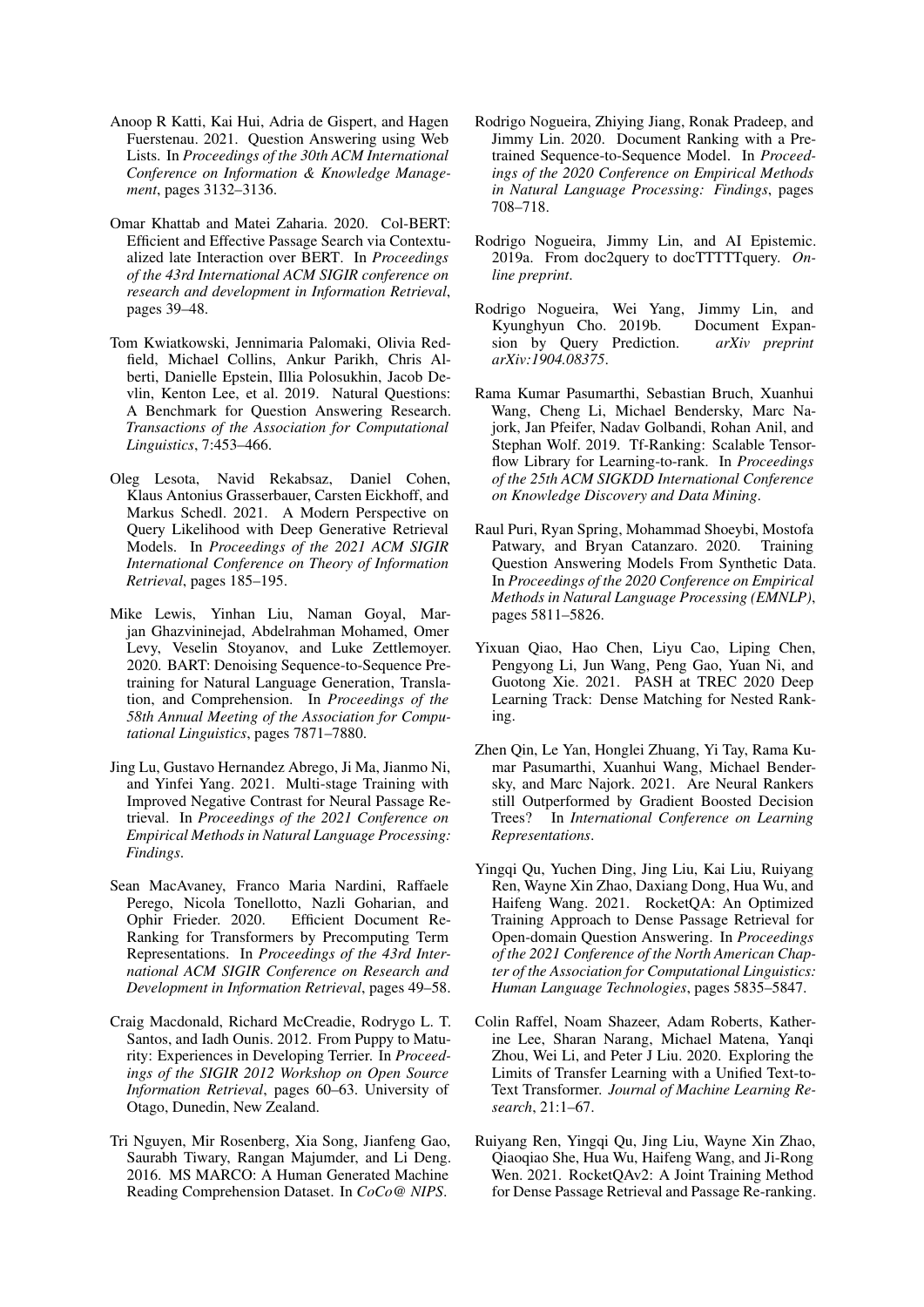Anoop R Katti, Kai Hui, Adria de Gispert, and Hagen Fuerstenau. 2021. Question Answering using Web Lists. In *Proceedings of the 30th ACM International Conference on Information & Knowledge Management*, pages 3132–3136.

Omar Khattab and Matei Zaharia. 2020. Col-BERT: Efficient and Effective Passage Search via Contextualized late Interaction over BERT. In *Proceedings of the 43rd International ACM SIGIR conference on research and development in Information Retrieval*, pages 39–48.

Tom Kwiatkowski, Jennimaria Palomaki, Olivia Redfield, Michael Collins, Ankur Parikh, Chris Alberti, Danielle Epstein, Illia Polosukhin, Jacob Devlin, Kenton Lee, et al. 2019. Natural Questions: A Benchmark for Question Answering Research. *Transactions of the Association for Computational Linguistics*, 7:453–466.

Oleg Lesota, Navid Rekabsaz, Daniel Cohen, Klaus Antonius Grasserbauer, Carsten Eickhoff, and Markus Schedl. 2021. A Modern Perspective on Query Likelihood with Deep Generative Retrieval Models. In *Proceedings of the 2021 ACM SIGIR International Conference on Theory of Information Retrieval*, pages 185–195.

Mike Lewis, Yinhan Liu, Naman Goyal, Marjan Ghazvininejad, Abdelrahman Mohamed, Omer Levy, Veselin Stoyanov, and Luke Zettlemoyer. 2020. BART: Denoising Sequence-to-Sequence Pretraining for Natural Language Generation, Translation, and Comprehension. In *Proceedings of the 58th Annual Meeting of the Association for Computational Linguistics*, pages 7871–7880.

Jing Lu, Gustavo Hernandez Abrego, Ji Ma, Jianmo Ni, and Yinfei Yang. 2021. Multi-stage Training with Improved Negative Contrast for Neural Passage Retrieval. In *Proceedings of the 2021 Conference on Empirical Methods in Natural Language Processing: Findings*.

Sean MacAvaney, Franco Maria Nardini, Raffaele Perego, Nicola Tonellotto, Nazli Goharian, and Ophir Frieder. 2020. Efficient Document Re-Ranking for Transformers by Precomputing Term Representations. In *Proceedings of the 43rd International ACM SIGIR Conference on Research and Development in Information Retrieval*, pages 49–58.

Craig Macdonald, Richard McCreadie, Rodrygo L. T. Santos, and Iadh Ounis. 2012. From Puppy to Maturity: Experiences in Developing Terrier. In *Proceedings of the SIGIR 2012 Workshop on Open Source Information Retrieval*, pages 60–63. University of Otago, Dunedin, New Zealand.

Tri Nguyen, Mir Rosenberg, Xia Song, Jianfeng Gao, Saurabh Tiwary, Rangan Majumder, and Li Deng. 2016. MS MARCO: A Human Generated Machine Reading Comprehension Dataset. In *CoCo@ NIPS*.

Rodrigo Nogueira, Zhiying Jiang, Ronak Pradeep, and Jimmy Lin. 2020. Document Ranking with a Pretrained Sequence-to-Sequence Model. In *Proceedings of the 2020 Conference on Empirical Methods in Natural Language Processing: Findings*, pages 708–718.

Rodrigo Nogueira, Jimmy Lin, and AI Epistemic. 2019a. From doc2query to docTTTTTquery. *Online preprint*.

Rodrigo Nogueira, Wei Yang, Jimmy Lin, and Kyunghyun Cho. 2019b. Document Expansion by Query Prediction. *arXiv preprint arXiv:1904.08375*.

Rama Kumar Pasumarthi, Sebastian Bruch, Xuanhui Wang, Cheng Li, Michael Bendersky, Marc Najork, Jan Pfeifer, Nadav Golbandi, Rohan Anil, and Stephan Wolf. 2019. Tf-Ranking: Scalable Tensorflow Library for Learning-to-rank. In *Proceedings of the 25th ACM SIGKDD International Conference on Knowledge Discovery and Data Mining*.

Raul Puri, Ryan Spring, Mohammad Shoeybi, Mostofa Patwary, and Bryan Catanzaro. 2020. Training Question Answering Models From Synthetic Data. In *Proceedings of the 2020 Conference on Empirical Methods in Natural Language Processing (EMNLP)*, pages 5811–5826.

Yixuan Qiao, Hao Chen, Liyu Cao, Liping Chen, Pengyong Li, Jun Wang, Peng Gao, Yuan Ni, and Guotong Xie. 2021. PASH at TREC 2020 Deep Learning Track: Dense Matching for Nested Ranking.

Zhen Qin, Le Yan, Honglei Zhuang, Yi Tay, Rama Kumar Pasumarthi, Xuanhui Wang, Michael Bendersky, and Marc Najork. 2021. Are Neural Rankers still Outperformed by Gradient Boosted Decision Trees? In *International Conference on Learning Representations*.

Yingqi Qu, Yuchen Ding, Jing Liu, Kai Liu, Ruiyang Ren, Wayne Xin Zhao, Daxiang Dong, Hua Wu, and Haifeng Wang. 2021. RocketQA: An Optimized Training Approach to Dense Passage Retrieval for Open-domain Question Answering. In *Proceedings of the 2021 Conference of the North American Chapter of the Association for Computational Linguistics: Human Language Technologies*, pages 5835–5847.

Colin Raffel, Noam Shazeer, Adam Roberts, Katherine Lee, Sharan Narang, Michael Matena, Yanqi Zhou, Wei Li, and Peter J Liu. 2020. Exploring the Limits of Transfer Learning with a Unified Text-to-Text Transformer. *Journal of Machine Learning Research*, 21:1–67.

Ruiyang Ren, Yingqi Qu, Jing Liu, Wayne Xin Zhao, Qiaoqiao She, Hua Wu, Haifeng Wang, and Ji-Rong Wen. 2021. RocketQAv2: A Joint Training Method for Dense Passage Retrieval and Passage Re-ranking.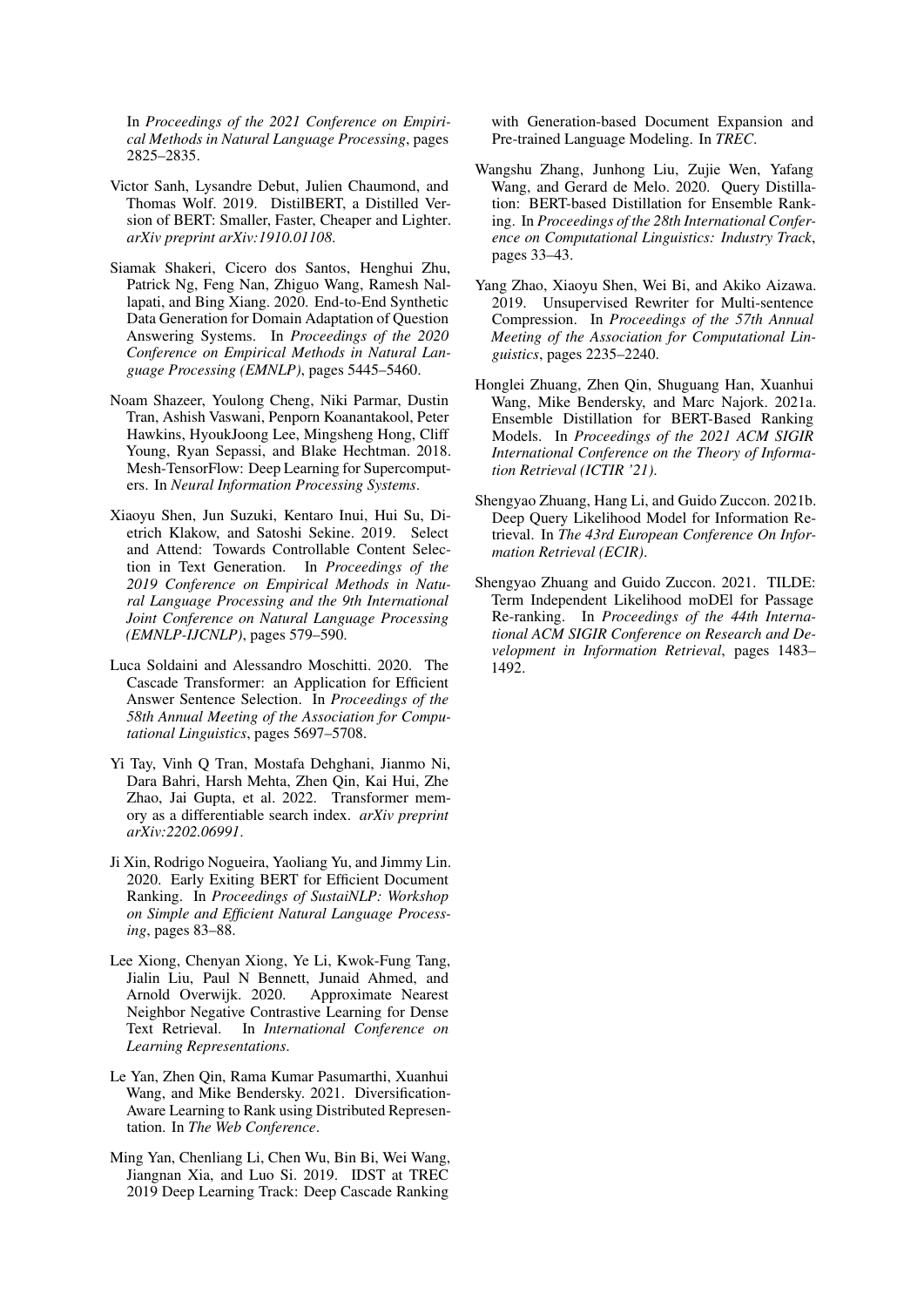In *Proceedings of the 2021 Conference on Empirical Methods in Natural Language Processing*, pages 2825–2835.

Victor Sanh, Lysandre Debut, Julien Chaumond, and Thomas Wolf. 2019. DistilBERT, a Distilled Version of BERT: Smaller, Faster, Cheaper and Lighter. *arXiv preprint arXiv:1910.01108*.

Siamak Shakeri, Cicero dos Santos, Henghui Zhu, Patrick Ng, Feng Nan, Zhiguo Wang, Ramesh Nallapati, and Bing Xiang. 2020. End-to-End Synthetic Data Generation for Domain Adaptation of Question Answering Systems. In *Proceedings of the 2020 Conference on Empirical Methods in Natural Language Processing (EMNLP)*, pages 5445–5460.

Noam Shazeer, Youlong Cheng, Niki Parmar, Dustin Tran, Ashish Vaswani, Penporn Koanantakool, Peter Hawkins, HyoukJoong Lee, Mingsheng Hong, Cliff Young, Ryan Sepassi, and Blake Hechtman. 2018. Mesh-TensorFlow: Deep Learning for Supercomputers. In *Neural Information Processing Systems*.

Xiaoyu Shen, Jun Suzuki, Kentaro Inui, Hui Su, Dietrich Klakow, and Satoshi Sekine. 2019. Select and Attend: Towards Controllable Content Selection in Text Generation. In *Proceedings of the 2019 Conference on Empirical Methods in Natural Language Processing and the 9th International Joint Conference on Natural Language Processing (EMNLP-IJCNLP)*, pages 579–590.

Luca Soldaini and Alessandro Moschitti. 2020. The Cascade Transformer: an Application for Efficient Answer Sentence Selection. In *Proceedings of the 58th Annual Meeting of the Association for Computational Linguistics*, pages 5697–5708.

Yi Tay, Vinh Q Tran, Mostafa Dehghani, Jianmo Ni, Dara Bahri, Harsh Mehta, Zhen Qin, Kai Hui, Zhe Zhao, Jai Gupta, et al. 2022. Transformer memory as a differentiable search index. *arXiv preprint arXiv:2202.06991*.

Ji Xin, Rodrigo Nogueira, Yaoliang Yu, and Jimmy Lin. 2020. Early Exiting BERT for Efficient Document Ranking. In *Proceedings of SustaiNLP: Workshop on Simple and Efficient Natural Language Processing*, pages 83–88.

Lee Xiong, Chenyan Xiong, Ye Li, Kwok-Fung Tang, Jialin Liu, Paul N Bennett, Junaid Ahmed, and Arnold Overwijk. 2020. Approximate Nearest Neighbor Negative Contrastive Learning for Dense Text Retrieval. In *International Conference on Learning Representations*.

Le Yan, Zhen Qin, Rama Kumar Pasumarthi, Xuanhui Wang, and Mike Bendersky. 2021. Diversification-Aware Learning to Rank using Distributed Representation. In *The Web Conference*.

Ming Yan, Chenliang Li, Chen Wu, Bin Bi, Wei Wang, Jiangnan Xia, and Luo Si. 2019. IDST at TREC 2019 Deep Learning Track: Deep Cascade Ranking with Generation-based Document Expansion and Pre-trained Language Modeling. In *TREC*.

Wangshu Zhang, Junhong Liu, Zujie Wen, Yafang Wang, and Gerard de Melo. 2020. Query Distillation: BERT-based Distillation for Ensemble Ranking. In *Proceedings of the 28th International Conference on Computational Linguistics: Industry Track*, pages 33–43.

Yang Zhao, Xiaoyu Shen, Wei Bi, and Akiko Aizawa. 2019. Unsupervised Rewriter for Multi-sentence Compression. In *Proceedings of the 57th Annual Meeting of the Association for Computational Linguistics*, pages 2235–2240.

Honglei Zhuang, Zhen Qin, Shuguang Han, Xuanhui Wang, Mike Bendersky, and Marc Najork. 2021a. Ensemble Distillation for BERT-Based Ranking Models. In *Proceedings of the 2021 ACM SIGIR International Conference on the Theory of Information Retrieval (ICTIR '21)*.

Shengyao Zhuang, Hang Li, and Guido Zuccon. 2021b. Deep Query Likelihood Model for Information Retrieval. In *The 43rd European Conference On Information Retrieval (ECIR)*.

Shengyao Zhuang and Guido Zuccon. 2021. TILDE: Term Independent Likelihood moDEl for Passage Re-ranking. In *Proceedings of the 44th International ACM SIGIR Conference on Research and Development in Information Retrieval*, pages 1483–1492.